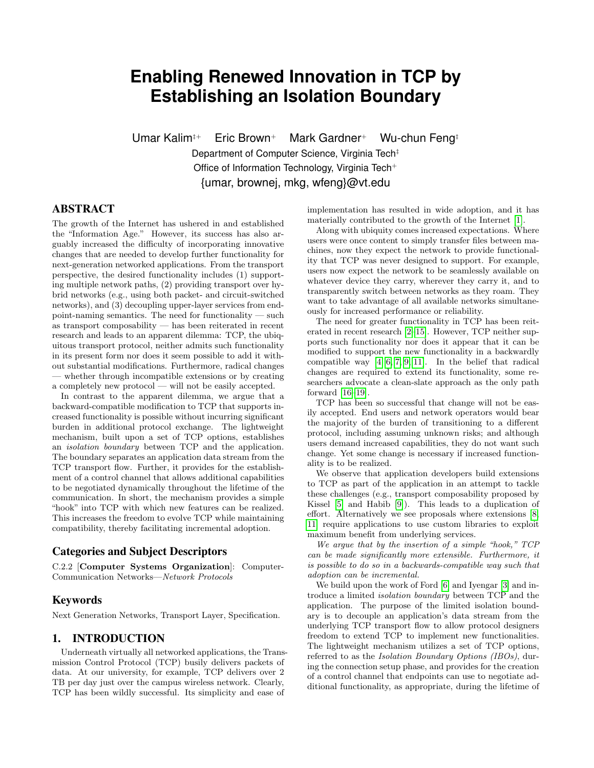# Enabling Renewed Innovation in TCP by Establishing an Isolation Boundary

Umar Kalim[‡+] Eric Brown[+] Mark Gardner[+] Wu-chun Feng[‡]

Department of Computer Science, Virginia Tech[‡]

Office of Information Technology, Virginia Tech[+]

{umar, brownej, mkg, wfeng}@vt.edu

## ABSTRACT

The growth of the Internet has ushered in and established the "Information Age." However, its success has also arguably increased the difficulty of incorporating innovative changes that are needed to develop further functionality for next-generation networked applications. From the transport perspective, the desired functionality includes (1) supporting multiple network paths, (2) providing transport over hybrid networks (e.g., using both packet- and circuit-switched networks), and (3) decoupling upper-layer services from endpoint-naming semantics. The need for functionality — such as transport composability — has been reiterated in recent research and leads to an apparent dilemma: TCP, the ubiquitous transport protocol, neither admits such functionality in its present form nor does it seem possible to add it without substantial modifications. Furthermore, radical changes — whether through incompatible extensions or by creating a completely new protocol — will not be easily accepted.

In contrast to the apparent dilemma, we argue that a backward-compatible modification to TCP that supports increased functionality is possible without incurring significant burden in additional protocol exchange. The lightweight mechanism, built upon a set of TCP options, establishes an *isolation boundary* between TCP and the application. The boundary separates an application data stream from the TCP transport flow. Further, it provides for the establishment of a control channel that allows additional capabilities to be negotiated dynamically throughout the lifetime of the communication. In short, the mechanism provides a simple "hook" into TCP with which new features can be realized. This increases the freedom to evolve TCP while maintaining compatibility, thereby facilitating incremental adoption.

### Categories and Subject Descriptors

C.2.2 [**Computer Systems Organization**]: Computer-Communication Networks—*Network Protocols*

### Keywords

Next Generation Networks, Transport Layer, Specification.

## 1. INTRODUCTION

Underneath virtually all networked applications, the Transmission Control Protocol (TCP) busily delivers packets of data. At our university, for example, TCP delivers over 2 TB per day just over the campus wireless network. Clearly, TCP has been wildly successful. Its simplicity and ease of implementation has resulted in wide adoption, and it has materially contributed to the growth of the Internet [1].

Along with ubiquity comes increased expectations. Where users were once content to simply transfer files between machines, now they expect the network to provide functionality that TCP was never designed to support. For example, users now expect the network to be seamlessly available on whatever device they carry, wherever they carry it, and to transparently switch between networks as they roam. They want to take advantage of all available networks simultaneously for increased performance or reliability.

The need for greater functionality in TCP has been reiterated in recent research [2–15]. However, TCP neither supports such functionality nor does it appear that it can be modified to support the new functionality in a backwardly compatible way [4, 6, 7, 9, 11]. In the belief that radical changes are required to extend its functionality, some researchers advocate a clean-slate approach as the only path forward [16–19].

TCP has been so successful that change will not be easily accepted. End users and network operators would bear the majority of the burden of transitioning to a different protocol, including assuming unknown risks; and although users demand increased capabilities, they do not want such change. Yet some change is necessary if increased functionality is to be realized.

We observe that application developers build extensions to TCP as part of the application in an attempt to tackle these challenges (e.g., transport composability proposed by Kissel [5] and Habib [9]). This leads to a duplication of effort. Alternatively we see proposals where extensions [8, 11] require applications to use custom libraries to exploit maximum benefit from underlying services.

*We argue that by the insertion of a simple "hook," TCP can be made significantly more extensible. Furthermore, it is possible to do so in a backwards-compatible way such that adoption can be incremental.*

We build upon the work of Ford [6] and Iyengar [3] and introduce a limited *isolation boundary* between TCP and the application. The purpose of the limited isolation boundary is to decouple an application's data stream from the underlying TCP transport flow to allow protocol designers freedom to extend TCP to implement new functionalities. The lightweight mechanism utilizes a set of TCP options, referred to as the *Isolation Boundary Options (IBOs)*, during the connection setup phase, and provides for the creation of a control channel that endpoints can use to negotiate additional functionality, as appropriate, during the lifetime of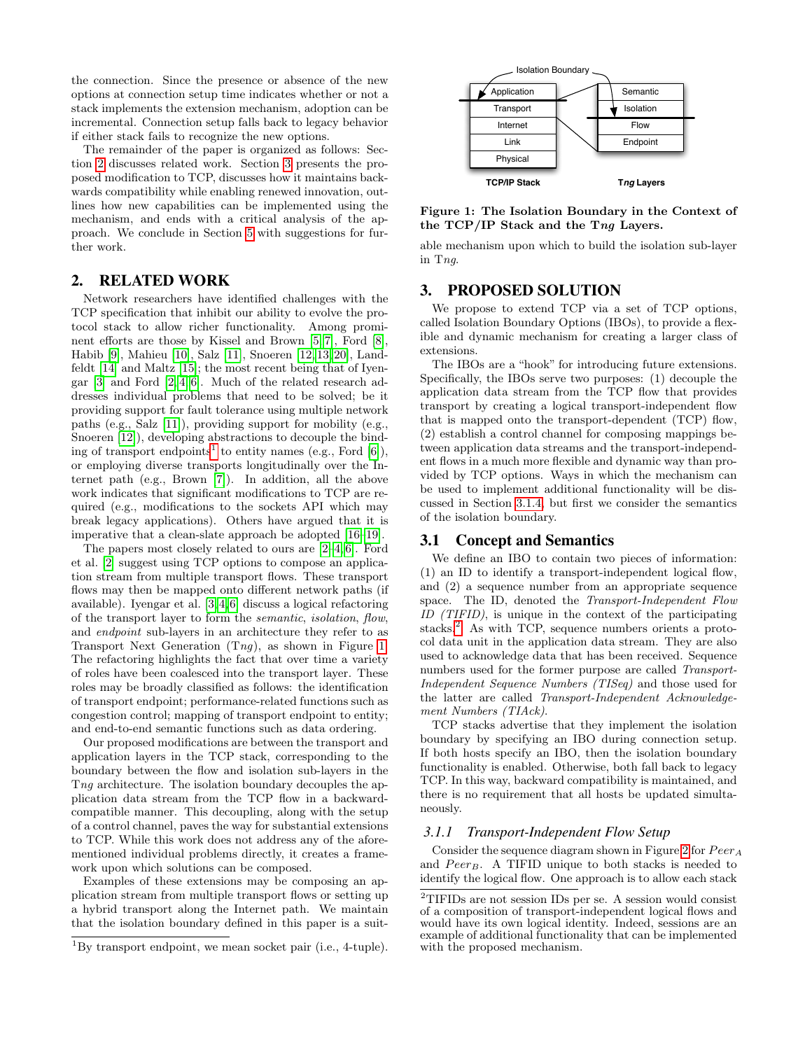the connection. Since the presence or absence of the new options at connection setup time indicates whether or not a stack implements the extension mechanism, adoption can be incremental. Connection setup falls back to legacy behavior if either stack fails to recognize the new options.

The remainder of the paper is organized as follows: Section 2 discusses related work. Section 3 presents the proposed modification to TCP, discusses how it maintains backwards compatibility while enabling renewed innovation, outlines how new capabilities can be implemented using the mechanism, and ends with a critical analysis of the approach. We conclude in Section 5 with suggestions for further work.

## 2. RELATED WORK

Network researchers have identified challenges with the TCP specification that inhibit our ability to evolve the protocol stack to allow richer functionality. Among prominent efforts are those by Kissel and Brown [5][7], Ford [8], Habib [9], Mahieu [10], Salz [11], Snoeren [12][13][20], Landfeldt [14] and Maltz [15]; the most recent being that of Iyengar [3] and Ford [2][4][6]. Much of the related research addresses individual problems that need to be solved; be it providing support for fault tolerance using multiple network paths (e.g., Salz [11]), providing support for mobility (e.g., Snoeren [12]), developing abstractions to decouple the binding of transport endpoints[1] to entity names (e.g., Ford [6]), or employing diverse transports longitudinally over the Internet path (e.g., Brown [7]). In addition, all the above work indicates that significant modifications to TCP are required (e.g., modifications to the sockets API which may break legacy applications). Others have argued that it is imperative that a clean-slate approach be adopted [16–19].

The papers most closely related to ours are [2–4][6]. Ford et al. [2] suggest using TCP options to compose an application stream from multiple transport flows. These transport flows may then be mapped onto different network paths (if available). Iyengar et al. [3][4][6] discuss a logical refactoring of the transport layer to form the *semantic*, *isolation*, *flow*, and *endpoint* sub-layers in an architecture they refer to as Transport Next Generation (T*ng*), as shown in Figure 1. The refactoring highlights the fact that over time a variety of roles have been coalesced into the transport layer. These roles may be broadly classified as follows: the identification of transport endpoint; performance-related functions such as congestion control; mapping of transport endpoint to entity; and end-to-end semantic functions such as data ordering.

Our proposed modifications are between the transport and application layers in the TCP stack, corresponding to the boundary between the flow and isolation sub-layers in the T*ng* architecture. The isolation boundary decouples the application data stream from the TCP flow in a backward-compatible manner. This decoupling, along with the setup of a control channel, paves the way for substantial extensions to TCP. While this work does not address any of the aforementioned individual problems directly, it creates a framework upon which solutions can be composed.

Examples of these extensions may be composing an application stream from multiple transport flows or setting up a hybrid transport along the Internet path. We maintain that the isolation boundary defined in this paper is a suitable mechanism upon which to build the isolation sub-layer in T*ng*.

[1] By transport endpoint, we mean socket pair (i.e., 4-tuple).

| TCP/IP Stack | T*ng* Layers |
|---|---|
| Application | Semantic |
| Transport | Isolation |
| Internet | Flow |
| Link | Endpoint |
| Physical | |

**Figure 1: The Isolation Boundary in the Context of the TCP/IP Stack and the T*ng* Layers.**

## 3. PROPOSED SOLUTION

We propose to extend TCP via a set of TCP options, called Isolation Boundary Options (IBOs), to provide a flexible and dynamic mechanism for creating a larger class of extensions.

The IBOs are a "hook" for introducing future extensions. Specifically, the IBOs serve two purposes: (1) decouple the application data stream from the TCP flow that provides transport by creating a logical transport-independent flow that is mapped onto the transport-dependent (TCP) flow, (2) establish a control channel for composing mappings between application data streams and the transport-independent flows in a much more flexible and dynamic way than provided by TCP options. Ways in which the mechanism can be used to implement additional functionality will be discussed in Section 3.1.4, but first we consider the semantics of the isolation boundary.

### 3.1 Concept and Semantics

We define an IBO to contain two pieces of information: (1) an ID to identify a transport-independent logical flow, and (2) a sequence number from an appropriate sequence space. The ID, denoted the *Transport-Independent Flow ID (TIFID)*, is unique in the context of the participating stacks.[2] As with TCP, sequence numbers orients a protocol data unit in the application data stream. They are also used to acknowledge data that has been received. Sequence numbers used for the former purpose are called *Transport-Independent Sequence Numbers (TISeq)* and those used for the latter are called *Transport-Independent Acknowledgement Numbers (TIAck)*.

TCP stacks advertise that they implement the isolation boundary by specifying an IBO during connection setup. If both hosts specify an IBO, then the isolation boundary functionality is enabled. Otherwise, both fall back to legacy TCP. In this way, backward compatibility is maintained, and there is no requirement that all hosts be updated simultaneously.

#### 3.1.1 Transport-Independent Flow Setup

Consider the sequence diagram shown in Figure 2 for $Peer_A$ and $Peer_B$. A TIFID unique to both stacks is needed to identify the logical flow. One approach is to allow each stack

[2] TIFIDs are not session IDs per se. A session would consist of a composition of transport-independent logical flows and would have its own logical identity. Indeed, sessions are an example of additional functionality that can be implemented with the proposed mechanism.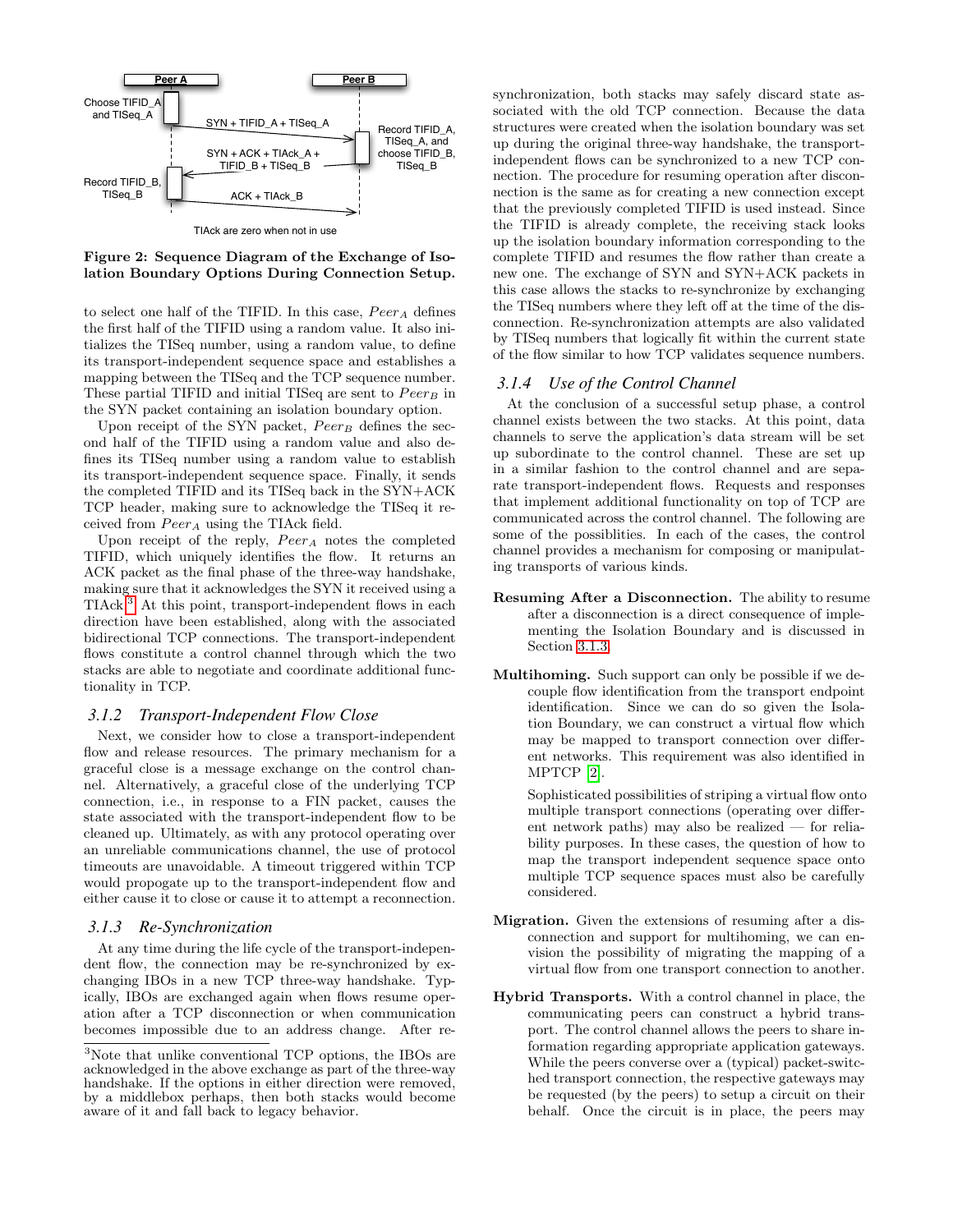Choose TIFID_A and TISeq_A

Peer A

Peer B

SYN + TIFID_A + TISeq_A

Record TIFID_A, TISeq_A, and choose TIFID_B, TISeq_B

SYN + ACK + TIAck_A + TIFID_B + TISeq_B

Record TIFID_B, TISeq_B

ACK + TIAck_B

TIAck are zero when not in use

**Figure 2: Sequence Diagram of the Exchange of Isolation Boundary Options During Connection Setup.**

to select one half of the TIFID. In this case, $Peer_A$ defines the first half of the TIFID using a random value. It also initializes the TISeq number, using a random value, to define its transport-independent sequence space and establishes a mapping between the TISeq and the TCP sequence number. These partial TIFID and initial TISeq are sent to $Peer_B$ in the SYN packet containing an isolation boundary option.

Upon receipt of the SYN packet, $Peer_B$ defines the second half of the TIFID using a random value and also defines its TISeq number using a random value to establish its transport-independent sequence space. Finally, it sends the completed TIFID and its TISeq back in the SYN+ACK TCP header, making sure to acknowledge the TISeq it received from $Peer_A$ using the TIAck field.

Upon receipt of the reply, $Peer_A$ notes the completed TIFID, which uniquely identifies the flow. It returns an ACK packet as the final phase of the three-way handshake, making sure that it acknowledges the SYN it received using a TIAck.[3] At this point, transport-independent flows in each direction have been established, along with the associated bidirectional TCP connections. The transport-independent flows constitute a control channel through which the two stacks are able to negotiate and coordinate additional functionality in TCP.

### 3.1.2 *Transport-Independent Flow Close*

Next, we consider how to close a transport-independent flow and release resources. The primary mechanism for a graceful close is a message exchange on the control channel. Alternatively, a graceful close of the underlying TCP connection, i.e., in response to a FIN packet, causes the state associated with the transport-independent flow to be cleaned up. Ultimately, as with any protocol operating over an unreliable communications channel, the use of protocol timeouts are unavoidable. A timeout triggered within TCP would propogate up to the transport-independent flow and either cause it to close or cause it to attempt a reconnection.

### 3.1.3 *Re-Synchronization*

At any time during the life cycle of the transport-independent flow, the connection may be re-synchronized by exchanging IBOs in a new TCP three-way handshake. Typically, IBOs are exchanged again when flows resume operation after a TCP disconnection or when communication becomes impossible due to an address change. After resynchronization, both stacks may safely discard state associated with the old TCP connection. Because the data structures were created when the isolation boundary was set up during the original three-way handshake, the transport-independent flows can be synchronized to a new TCP connection. The procedure for resuming operation after disconnection is the same as for creating a new connection except that the previously completed TIFID is used instead. Since the TIFID is already complete, the receiving stack looks up the isolation boundary information corresponding to the complete TIFID and resumes the flow rather than create a new one. The exchange of SYN and SYN+ACK packets in this case allows the stacks to re-synchronize by exchanging the TISeq numbers where they left off at the time of the disconnection. Re-synchronization attempts are also validated by TISeq numbers that logically fit within the current state of the flow similar to how TCP validates sequence numbers.

### 3.1.4 *Use of the Control Channel*

At the conclusion of a successful setup phase, a control channel exists between the two stacks. At this point, data channels to serve the application's data stream will be set up subordinate to the control channel. These are set up in a similar fashion to the control channel and are separate transport-independent flows. Requests and responses that implement additional functionality on top of TCP are communicated across the control channel. The following are some of the possiblities. In each of the cases, the control channel provides a mechanism for composing or manipulating transports of various kinds.

**Resuming After a Disconnection.** The ability to resume after a disconnection is a direct consequence of implementing the Isolation Boundary and is discussed in Section 3.1.3.

**Multihoming.** Such support can only be possible if we decouple flow identification from the transport endpoint identification. Since we can do so given the Isolation Boundary, we can construct a virtual flow which may be mapped to transport connection over different networks. This requirement was also identified in MPTCP [2].

Sophisticated possibilities of striping a virtual flow onto multiple transport connections (operating over different network paths) may also be realized — for reliability purposes. In these cases, the question of how to map the transport independent sequence space onto multiple TCP sequence spaces must also be carefully considered.

**Migration.** Given the extensions of resuming after a disconnection and support for multihoming, we can envision the possibility of migrating the mapping of a virtual flow from one transport connection to another.

**Hybrid Transports.** With a control channel in place, the communicating peers can construct a hybrid transport. The control channel allows the peers to share information regarding appropriate application gateways. While the peers converse over a (typical) packet-switched transport connection, the respective gateways may be requested (by the peers) to setup a circuit on their behalf. Once the circuit is in place, the peers may

[3] Note that unlike conventional TCP options, the IBOs are acknowledged in the above exchange as part of the three-way handshake. If the options in either direction were removed, by a middlebox perhaps, then both stacks would become aware of it and fall back to legacy behavior.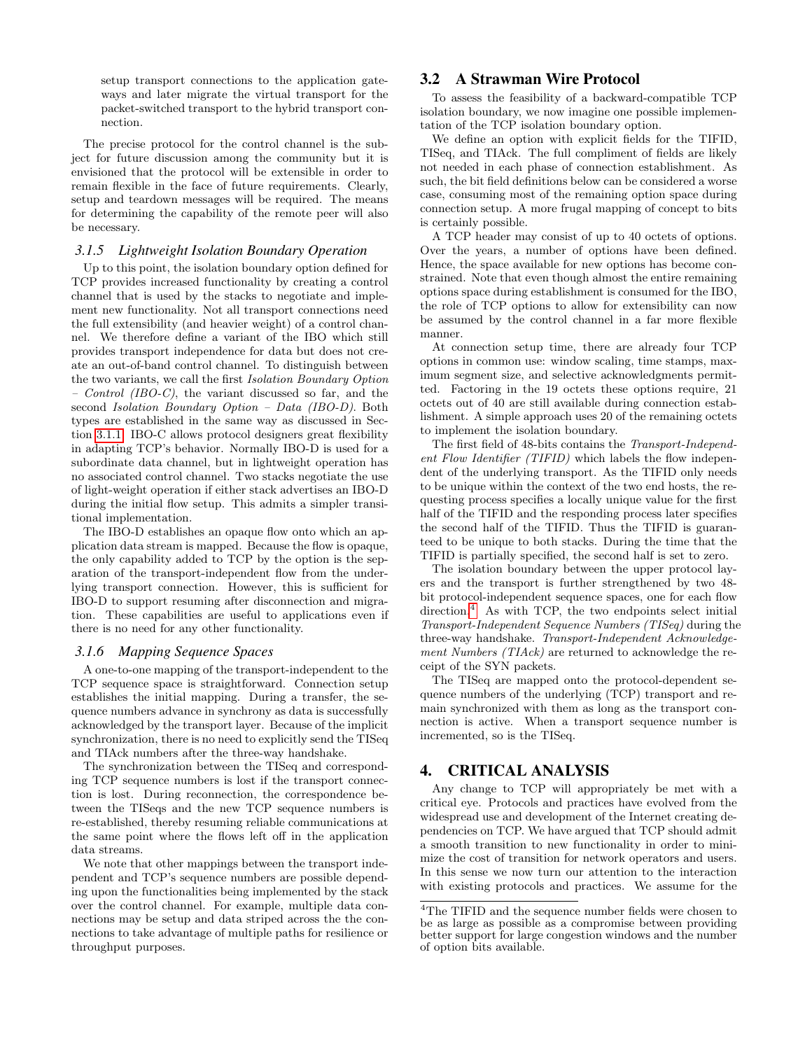setup transport connections to the application gateways and later migrate the virtual transport for the packet-switched transport to the hybrid transport connection.

The precise protocol for the control channel is the subject for future discussion among the community but it is envisioned that the protocol will be extensible in order to remain flexible in the face of future requirements. Clearly, setup and teardown messages will be required. The means for determining the capability of the remote peer will also be necessary.

### 3.1.5 Lightweight Isolation Boundary Operation

Up to this point, the isolation boundary option defined for TCP provides increased functionality by creating a control channel that is used by the stacks to negotiate and implement new functionality. Not all transport connections need the full extensibility (and heavier weight) of a control channel. We therefore define a variant of the IBO which still provides transport independence for data but does not create an out-of-band control channel. To distinguish between the two variants, we call the first *Isolation Boundary Option – Control (IBO-C)*, the variant discussed so far, and the second *Isolation Boundary Option – Data (IBO-D)*. Both types are established in the same way as discussed in Section 3.1.1. IBO-C allows protocol designers great flexibility in adapting TCP's behavior. Normally IBO-D is used for a subordinate data channel, but in lightweight operation has no associated control channel. Two stacks negotiate the use of light-weight operation if either stack advertises an IBO-D during the initial flow setup. This admits a simpler transitional implementation.

The IBO-D establishes an opaque flow onto which an application data stream is mapped. Because the flow is opaque, the only capability added to TCP by the option is the separation of the transport-independent flow from the underlying transport connection. However, this is sufficient for IBO-D to support resuming after disconnection and migration. These capabilities are useful to applications even if there is no need for any other functionality.

### 3.1.6 Mapping Sequence Spaces

A one-to-one mapping of the transport-independent to the TCP sequence space is straightforward. Connection setup establishes the initial mapping. During a transfer, the sequence numbers advance in synchrony as data is successfully acknowledged by the transport layer. Because of the implicit synchronization, there is no need to explicitly send the TISeq and TIAck numbers after the three-way handshake.

The synchronization between the TISeq and corresponding TCP sequence numbers is lost if the transport connection is lost. During reconnection, the correspondence between the TISeqs and the new TCP sequence numbers is re-established, thereby resuming reliable communications at the same point where the flows left off in the application data streams.

We note that other mappings between the transport independent and TCP's sequence numbers are possible depending upon the functionalities being implemented by the stack over the control channel. For example, multiple data connections may be setup and data striped across the the connections to take advantage of multiple paths for resilience or throughput purposes.

## 3.2 A Strawman Wire Protocol

To assess the feasibility of a backward-compatible TCP isolation boundary, we now imagine one possible implementation of the TCP isolation boundary option.

We define an option with explicit fields for the TIFID, TISeq, and TIAck. The full compliment of fields are likely not needed in each phase of connection establishment. As such, the bit field definitions below can be considered a worse case, consuming most of the remaining option space during connection setup. A more frugal mapping of concept to bits is certainly possible.

A TCP header may consist of up to 40 octets of options. Over the years, a number of options have been defined. Hence, the space available for new options has become constrained. Note that even though almost the entire remaining options space during establishment is consumed for the IBO, the role of TCP options to allow for extensibility can now be assumed by the control channel in a far more flexible manner.

At connection setup time, there are already four TCP options in common use: window scaling, time stamps, maximum segment size, and selective acknowledgments permitted. Factoring in the 19 octets these options require, 21 octets out of 40 are still available during connection establishment. A simple approach uses 20 of the remaining octets to implement the isolation boundary.

The first field of 48-bits contains the *Transport-Independent Flow Identifier (TIFID)* which labels the flow independent of the underlying transport. As the TIFID only needs to be unique within the context of the two end hosts, the requesting process specifies a locally unique value for the first half of the TIFID and the responding process later specifies the second half of the TIFID. Thus the TIFID is guaranteed to be unique to both stacks. During the time that the TIFID is partially specified, the second half is set to zero.

The isolation boundary between the upper protocol layers and the transport is further strengthened by two 48-bit protocol-independent sequence spaces, one for each flow direction.[4] As with TCP, the two endpoints select initial *Transport-Independent Sequence Numbers (TISeq)* during the three-way handshake. *Transport-Independent Acknowledgement Numbers (TIAck)* are returned to acknowledge the receipt of the SYN packets.

The TISeq are mapped onto the protocol-dependent sequence numbers of the underlying (TCP) transport and remain synchronized with them as long as the transport connection is active. When a transport sequence number is incremented, so is the TISeq.

# 4. CRITICAL ANALYSIS

Any change to TCP will appropriately be met with a critical eye. Protocols and practices have evolved from the widespread use and development of the Internet creating dependencies on TCP. We have argued that TCP should admit a smooth transition to new functionality in order to minimize the cost of transition for network operators and users. In this sense we now turn our attention to the interaction with existing protocols and practices. We assume for the

[4] The TIFID and the sequence number fields were chosen to be as large as possible as a compromise between providing better support for large congestion windows and the number of option bits available.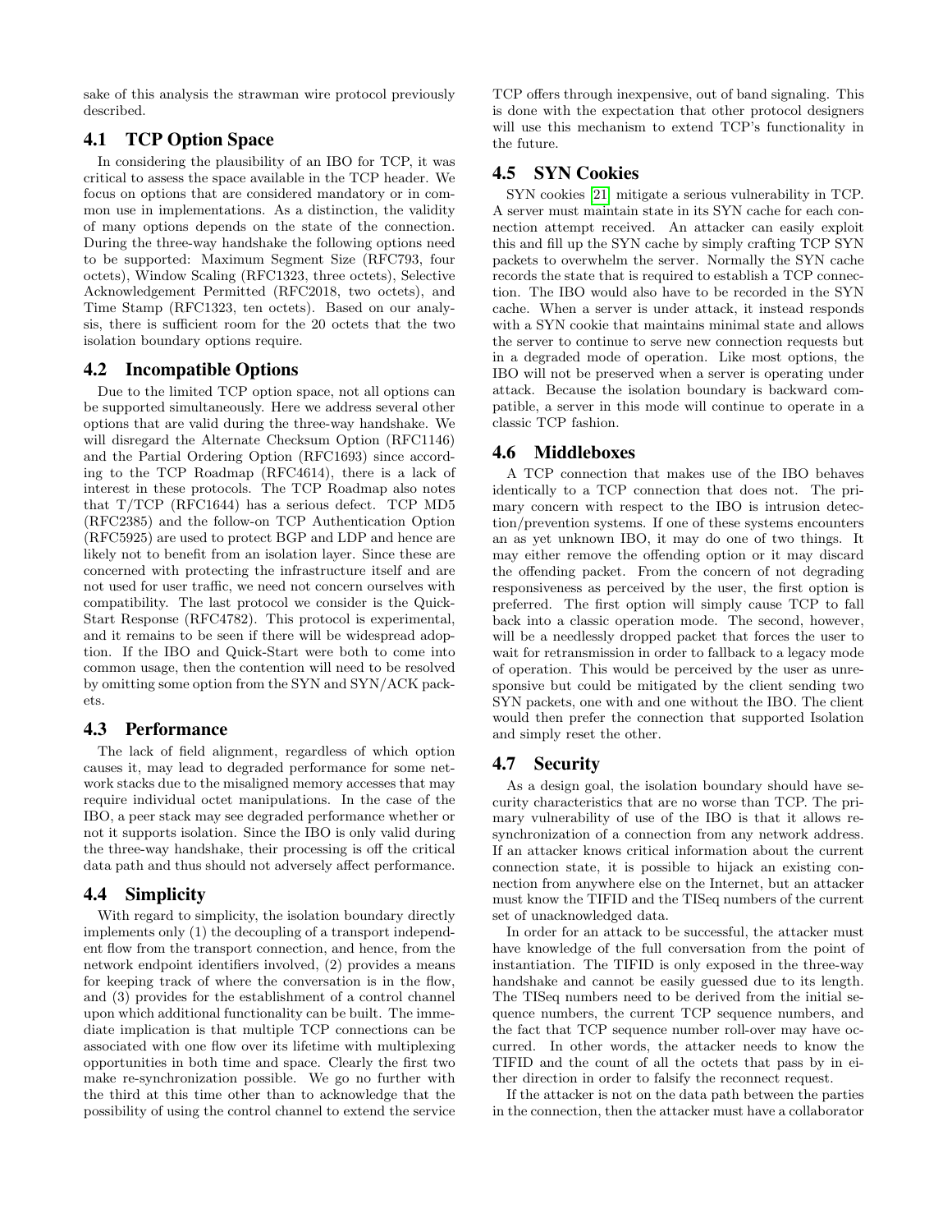sake of this analysis the strawman wire protocol previously described.

## 4.1 TCP Option Space

In considering the plausibility of an IBO for TCP, it was critical to assess the space available in the TCP header. We focus on options that are considered mandatory or in common use in implementations. As a distinction, the validity of many options depends on the state of the connection. During the three-way handshake the following options need to be supported: Maximum Segment Size (RFC793, four octets), Window Scaling (RFC1323, three octets), Selective Acknowledgement Permitted (RFC2018, two octets), and Time Stamp (RFC1323, ten octets). Based on our analysis, there is sufficient room for the 20 octets that the two isolation boundary options require.

## 4.2 Incompatible Options

Due to the limited TCP option space, not all options can be supported simultaneously. Here we address several other options that are valid during the three-way handshake. We will disregard the Alternate Checksum Option (RFC1146) and the Partial Ordering Option (RFC1693) since according to the TCP Roadmap (RFC4614), there is a lack of interest in these protocols. The TCP Roadmap also notes that T/TCP (RFC1644) has a serious defect. TCP MD5 (RFC2385) and the follow-on TCP Authentication Option (RFC5925) are used to protect BGP and LDP and hence are likely not to benefit from an isolation layer. Since these are concerned with protecting the infrastructure itself and are not used for user traffic, we need not concern ourselves with compatibility. The last protocol we consider is the Quick-Start Response (RFC4782). This protocol is experimental, and it remains to be seen if there will be widespread adoption. If the IBO and Quick-Start were both to come into common usage, then the contention will need to be resolved by omitting some option from the SYN and SYN/ACK packets.

## 4.3 Performance

The lack of field alignment, regardless of which option causes it, may lead to degraded performance for some network stacks due to the misaligned memory accesses that may require individual octet manipulations. In the case of the IBO, a peer stack may see degraded performance whether or not it supports isolation. Since the IBO is only valid during the three-way handshake, their processing is off the critical data path and thus should not adversely affect performance.

## 4.4 Simplicity

With regard to simplicity, the isolation boundary directly implements only (1) the decoupling of a transport independent flow from the transport connection, and hence, from the network endpoint identifiers involved, (2) provides a means for keeping track of where the conversation is in the flow, and (3) provides for the establishment of a control channel upon which additional functionality can be built. The immediate implication is that multiple TCP connections can be associated with one flow over its lifetime with multiplexing opportunities in both time and space. Clearly the first two make re-synchronization possible. We go no further with the third at this time other than to acknowledge that the possibility of using the control channel to extend the service TCP offers through inexpensive, out of band signaling. This is done with the expectation that other protocol designers will use this mechanism to extend TCP's functionality in the future.

## 4.5 SYN Cookies

SYN cookies [21] mitigate a serious vulnerability in TCP. A server must maintain state in its SYN cache for each connection attempt received. An attacker can easily exploit this and fill up the SYN cache by simply crafting TCP SYN packets to overwhelm the server. Normally the SYN cache records the state that is required to establish a TCP connection. The IBO would also have to be recorded in the SYN cache. When a server is under attack, it instead responds with a SYN cookie that maintains minimal state and allows the server to continue to serve new connection requests but in a degraded mode of operation. Like most options, the IBO will not be preserved when a server is operating under attack. Because the isolation boundary is backward compatible, a server in this mode will continue to operate in a classic TCP fashion.

## 4.6 Middleboxes

A TCP connection that makes use of the IBO behaves identically to a TCP connection that does not. The primary concern with respect to the IBO is intrusion detection/prevention systems. If one of these systems encounters an as yet unknown IBO, it may do one of two things. It may either remove the offending option or it may discard the offending packet. From the concern of not degrading responsiveness as perceived by the user, the first option is preferred. The first option will simply cause TCP to fall back into a classic operation mode. The second, however, will be a needlessly dropped packet that forces the user to wait for retransmission in order to fallback to a legacy mode of operation. This would be perceived by the user as unresponsive but could be mitigated by the client sending two SYN packets, one with and one without the IBO. The client would then prefer the connection that supported Isolation and simply reset the other.

## 4.7 Security

As a design goal, the isolation boundary should have security characteristics that are no worse than TCP. The primary vulnerability of use of the IBO is that it allows resynchronization of a connection from any network address. If an attacker knows critical information about the current connection state, it is possible to hijack an existing connection from anywhere else on the Internet, but an attacker must know the TIFID and the TISeq numbers of the current set of unacknowledged data.

In order for an attack to be successful, the attacker must have knowledge of the full conversation from the point of instantiation. The TIFID is only exposed in the three-way handshake and cannot be easily guessed due to its length. The TISeq numbers need to be derived from the initial sequence numbers, the current TCP sequence numbers, and the fact that TCP sequence number roll-over may have occurred. In other words, the attacker needs to know the TIFID and the count of all the octets that pass by in either direction in order to falsify the reconnect request.

If the attacker is not on the data path between the parties in the connection, then the attacker must have a collaborator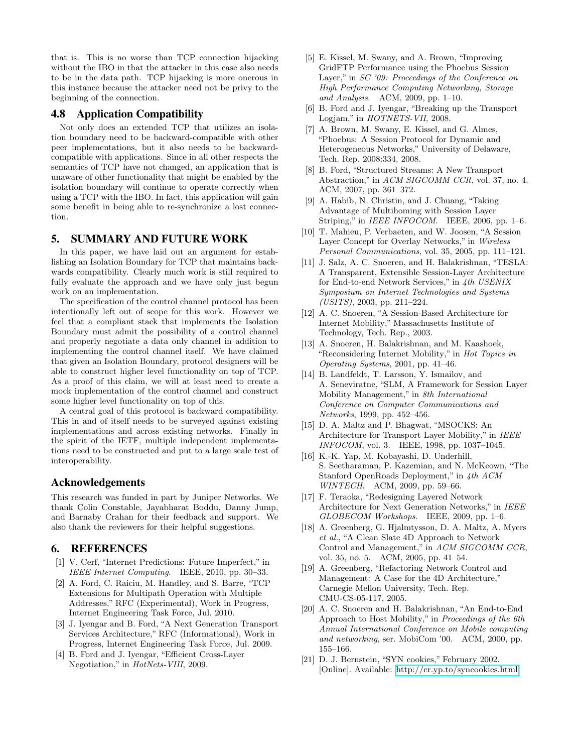that is. This is no worse than TCP connection hijacking without the IBO in that the attacker in this case also needs to be in the data path. TCP hijacking is more onerous in this instance because the attacker need not be privy to the beginning of the connection.

### 4.8 Application Compatibility

Not only does an extended TCP that utilizes an isolation boundary need to be backward-compatible with other peer implementations, but it also needs to be backward-compatible with applications. Since in all other respects the semantics of TCP have not changed, an application that is unaware of other functionality that might be enabled by the isolation boundary will continue to operate correctly when using a TCP with the IBO. In fact, this application will gain some benefit in being able to re-synchronize a lost connection.

## 5. SUMMARY AND FUTURE WORK

In this paper, we have laid out an argument for establishing an Isolation Boundary for TCP that maintains backwards compatibility. Clearly much work is still required to fully evaluate the approach and we have only just begun work on an implementation.

The specification of the control channel protocol has been intentionally left out of scope for this work. However we feel that a compliant stack that implements the Isolation Boundary must admit the possibility of a control channel and properly negotiate a data only channel in addition to implementing the control channel itself. We have claimed that given an Isolation Boundary, protocol designers will be able to construct higher level functionality on top of TCP. As a proof of this claim, we will at least need to create a mock implementation of the control channel and construct some higher level functionality on top of this.

A central goal of this protocol is backward compatibility. This in and of itself needs to be surveyed against existing implementations and across existing networks. Finally in the spirit of the IETF, multiple independent implementations need to be constructed and put to a large scale test of interoperability.

### Acknowledgements

This research was funded in part by Juniper Networks. We thank Colin Constable, Jayabharat Boddu, Danny Jump, and Barnaby Crahan for their feedback and support. We also thank the reviewers for their helpful suggestions.

## 6. REFERENCES

[1] V. Cerf, "Internet Predictions: Future Imperfect," in *IEEE Internet Computing*. IEEE, 2010, pp. 30–33.

[2] A. Ford, C. Raiciu, M. Handley, and S. Barre, "TCP Extensions for Multipath Operation with Multiple Addresses," RFC (Experimental), Work in Progress, Internet Engineering Task Force, Jul. 2010.

[3] J. Iyengar and B. Ford, "A Next Generation Transport Services Architecture," RFC (Informational), Work in Progress, Internet Engineering Task Force, Jul. 2009.

[4] B. Ford and J. Iyengar, "Efficient Cross-Layer Negotiation," in *HotNets-VIII*, 2009.

[5] E. Kissel, M. Swany, and A. Brown, "Improving GridFTP Performance using the Phoebus Session Layer," in *SC '09: Proceedings of the Conference on High Performance Computing Networking, Storage and Analysis*. ACM, 2009, pp. 1–10.

[6] B. Ford and J. Iyengar, "Breaking up the Transport Logjam," in *HOTNETS-VII*, 2008.

[7] A. Brown, M. Swany, E. Kissel, and G. Almes, "Phoebus: A Session Protocol for Dynamic and Heterogeneous Networks," University of Delaware, Tech. Rep. 2008:334, 2008.

[8] B. Ford, "Structured Streams: A New Transport Abstraction," in *ACM SIGCOMM CCR*, vol. 37, no. 4. ACM, 2007, pp. 361–372.

[9] A. Habib, N. Christin, and J. Chuang, "Taking Advantage of Multihoming with Session Layer Striping," in *IEEE INFOCOM*. IEEE, 2006, pp. 1–6.

[10] T. Mahieu, P. Verbaeten, and W. Joosen, "A Session Layer Concept for Overlay Networks," in *Wireless Personal Communications*, vol. 35, 2005, pp. 111–121.

[11] J. Salz, A. C. Snoeren, and H. Balakrishnan, "TESLA: A Transparent, Extensible Session-Layer Architecture for End-to-end Network Services," in *4th USENIX Symposium on Internet Technologies and Systems (USITS)*, 2003, pp. 211–224.

[12] A. C. Snoeren, "A Session-Based Architecture for Internet Mobility," Massachusetts Institute of Technology, Tech. Rep., 2003.

[13] A. Snoeren, H. Balakrishnan, and M. Kaashoek, "Reconsidering Internet Mobility," in *Hot Topics in Operating Systems*, 2001, pp. 41–46.

[14] B. Landfeldt, T. Larsson, Y. Ismailov, and A. Seneviratne, "SLM, A Framework for Session Layer Mobility Management," in *8th International Conference on Computer Communications and Networks*, 1999, pp. 452–456.

[15] D. A. Maltz and P. Bhagwat, "MSOCKS: An Architecture for Transport Layer Mobility," in *IEEE INFOCOM*, vol. 3. IEEE, 1998, pp. 1037–1045.

[16] K.-K. Yap, M. Kobayashi, D. Underhill, S. Seetharaman, P. Kazemian, and N. McKeown, "The Stanford OpenRoads Deployment," in *4th ACM WINTECH*. ACM, 2009, pp. 59–66.

[17] F. Teraoka, "Redesigning Layered Network Architecture for Next Generation Networks," in *IEEE GLOBECOM Workshops*. IEEE, 2009, pp. 1–6.

[18] A. Greenberg, G. Hjalmtysson, D. A. Maltz, A. Myers *et al.*, "A Clean Slate 4D Approach to Network Control and Management," in *ACM SIGCOMM CCR*, vol. 35, no. 5. ACM, 2005, pp. 41–54.

[19] A. Greenberg, "Refactoring Network Control and Management: A Case for the 4D Architecture," Carnegie Mellon University, Tech. Rep. CMU-CS-05-117, 2005.

[20] A. C. Snoeren and H. Balakrishnan, "An End-to-End Approach to Host Mobility," in *Proceedings of the 6th Annual International Conference on Mobile computing and networking*, ser. MobiCom '00. ACM, 2000, pp. 155–166.

[21] D. J. Bernstein, "SYN cookies," February 2002. [Online]. Available: http://cr.yp.to/syncookies.html